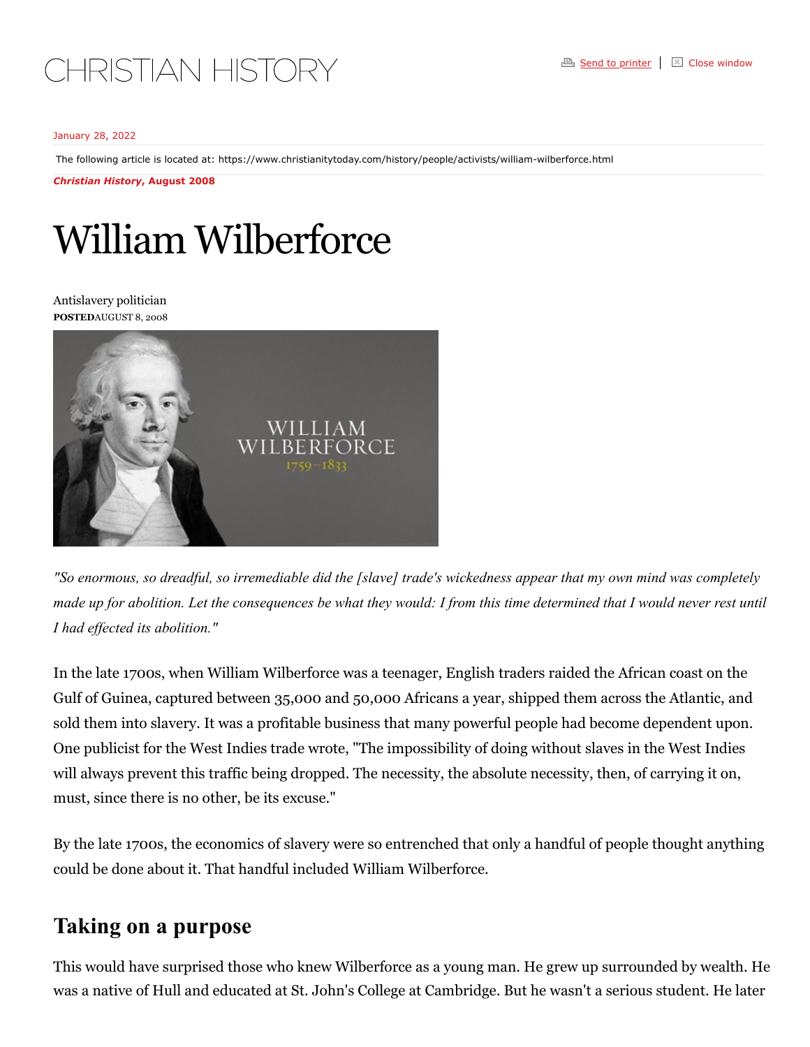CHRISTIAN HISTORY

January 28, 2022

The following article is located at: https://www.christianitytoday.com/history/people/activists/william-wilberforce.html

***Christian History*, August 2008**

# William Wilberforce

Antislavery politician

**POSTED** AUGUST 8, 2008

*"So enormous, so dreadful, so irremediable did the [slave] trade's wickedness appear that my own mind was completely made up for abolition. Let the consequences be what they would: I from this time determined that I would never rest until I had effected its abolition."*

In the late 1700s, when William Wilberforce was a teenager, English traders raided the African coast on the Gulf of Guinea, captured between 35,000 and 50,000 Africans a year, shipped them across the Atlantic, and sold them into slavery. It was a profitable business that many powerful people had become dependent upon. One publicist for the West Indies trade wrote, "The impossibility of doing without slaves in the West Indies will always prevent this traffic being dropped. The necessity, the absolute necessity, then, of carrying it on, must, since there is no other, be its excuse."

By the late 1700s, the economics of slavery were so entrenched that only a handful of people thought anything could be done about it. That handful included William Wilberforce.

## Taking on a purpose

This would have surprised those who knew Wilberforce as a young man. He grew up surrounded by wealth. He was a native of Hull and educated at St. John's College at Cambridge. But he wasn't a serious student. He later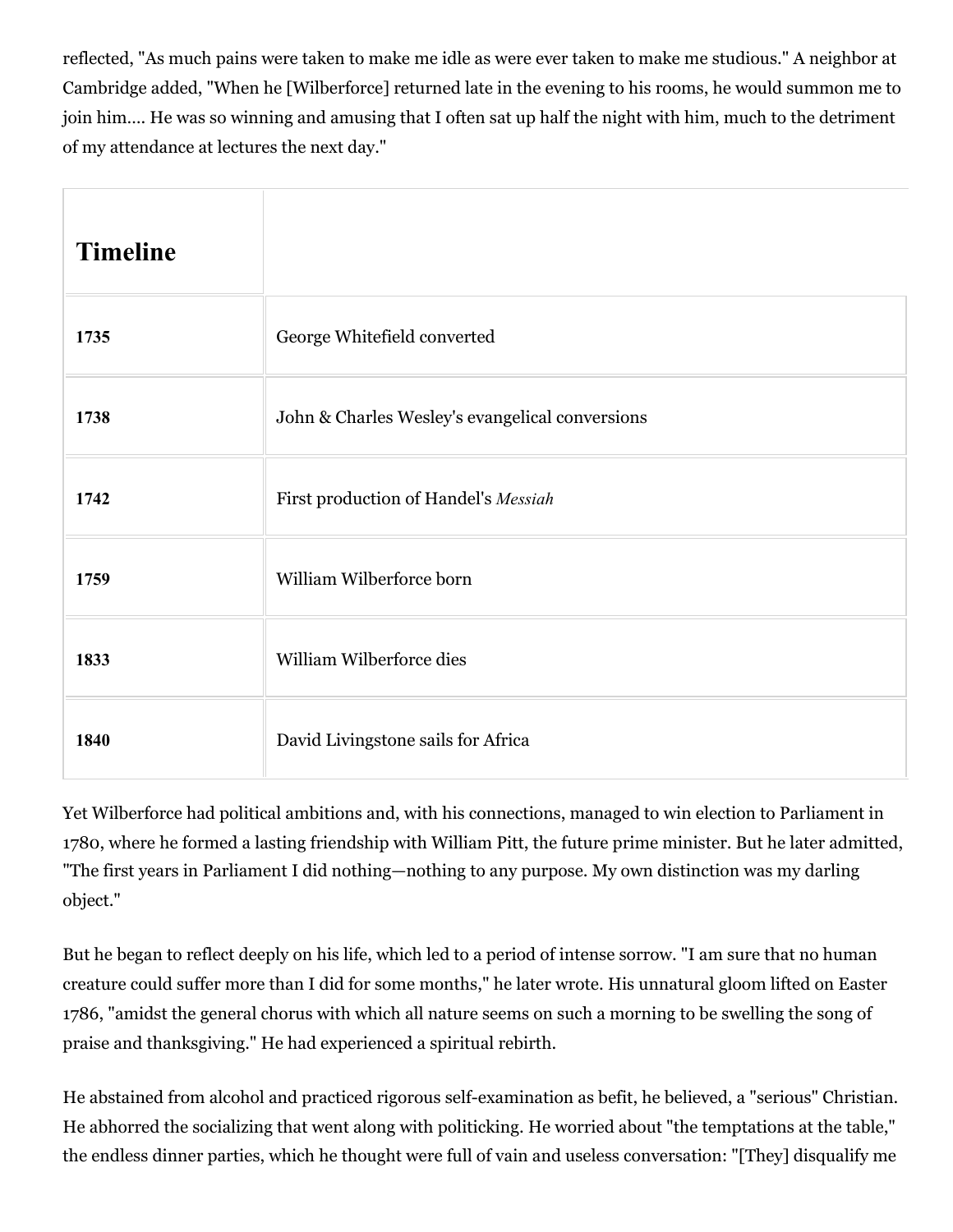reflected, "As much pains were taken to make me idle as were ever taken to make me studious." A neighbor at Cambridge added, "When he [Wilberforce] returned late in the evening to his rooms, he would summon me to join him.... He was so winning and amusing that I often sat up half the night with him, much to the detriment of my attendance at lectures the next day."

| Timeline | |
|---|---|
| **1735** | George Whitefield converted |
| **1738** | John & Charles Wesley's evangelical conversions |
| **1742** | First production of Handel's *Messiah* |
| **1759** | William Wilberforce born |
| **1833** | William Wilberforce dies |
| **1840** | David Livingstone sails for Africa |

Yet Wilberforce had political ambitions and, with his connections, managed to win election to Parliament in 1780, where he formed a lasting friendship with William Pitt, the future prime minister. But he later admitted, "The first years in Parliament I did nothing—nothing to any purpose. My own distinction was my darling object."

But he began to reflect deeply on his life, which led to a period of intense sorrow. "I am sure that no human creature could suffer more than I did for some months," he later wrote. His unnatural gloom lifted on Easter 1786, "amidst the general chorus with which all nature seems on such a morning to be swelling the song of praise and thanksgiving." He had experienced a spiritual rebirth.

He abstained from alcohol and practiced rigorous self-examination as befit, he believed, a "serious" Christian. He abhorred the socializing that went along with politicking. He worried about "the temptations at the table," the endless dinner parties, which he thought were full of vain and useless conversation: "[They] disqualify me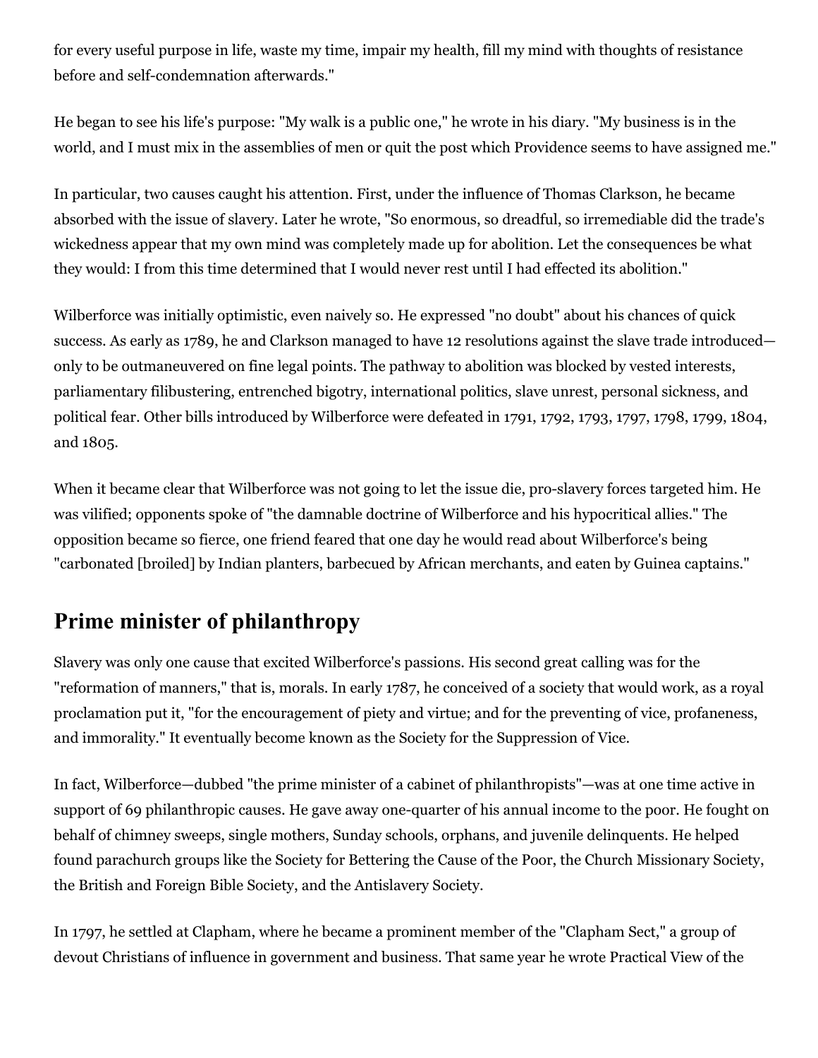for every useful purpose in life, waste my time, impair my health, fill my mind with thoughts of resistance before and self-condemnation afterwards."

He began to see his life's purpose: "My walk is a public one," he wrote in his diary. "My business is in the world, and I must mix in the assemblies of men or quit the post which Providence seems to have assigned me."

In particular, two causes caught his attention. First, under the influence of Thomas Clarkson, he became absorbed with the issue of slavery. Later he wrote, "So enormous, so dreadful, so irremediable did the trade's wickedness appear that my own mind was completely made up for abolition. Let the consequences be what they would: I from this time determined that I would never rest until I had effected its abolition."

Wilberforce was initially optimistic, even naively so. He expressed "no doubt" about his chances of quick success. As early as 1789, he and Clarkson managed to have 12 resolutions against the slave trade introduced—only to be outmaneuvered on fine legal points. The pathway to abolition was blocked by vested interests, parliamentary filibustering, entrenched bigotry, international politics, slave unrest, personal sickness, and political fear. Other bills introduced by Wilberforce were defeated in 1791, 1792, 1793, 1797, 1798, 1799, 1804, and 1805.

When it became clear that Wilberforce was not going to let the issue die, pro-slavery forces targeted him. He was vilified; opponents spoke of "the damnable doctrine of Wilberforce and his hypocritical allies." The opposition became so fierce, one friend feared that one day he would read about Wilberforce's being "carbonated [broiled] by Indian planters, barbecued by African merchants, and eaten by Guinea captains."

## Prime minister of philanthropy

Slavery was only one cause that excited Wilberforce's passions. His second great calling was for the "reformation of manners," that is, morals. In early 1787, he conceived of a society that would work, as a royal proclamation put it, "for the encouragement of piety and virtue; and for the preventing of vice, profaneness, and immorality." It eventually become known as the Society for the Suppression of Vice.

In fact, Wilberforce—dubbed "the prime minister of a cabinet of philanthropists"—was at one time active in support of 69 philanthropic causes. He gave away one-quarter of his annual income to the poor. He fought on behalf of chimney sweeps, single mothers, Sunday schools, orphans, and juvenile delinquents. He helped found parachurch groups like the Society for Bettering the Cause of the Poor, the Church Missionary Society, the British and Foreign Bible Society, and the Antislavery Society.

In 1797, he settled at Clapham, where he became a prominent member of the "Clapham Sect," a group of devout Christians of influence in government and business. That same year he wrote Practical View of the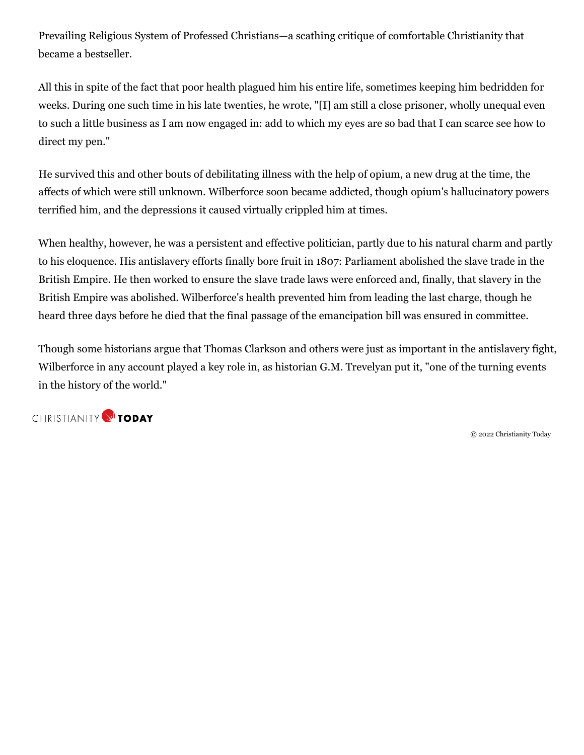Prevailing Religious System of Professed Christians—a scathing critique of comfortable Christianity that became a bestseller.

All this in spite of the fact that poor health plagued him his entire life, sometimes keeping him bedridden for weeks. During one such time in his late twenties, he wrote, "[I] am still a close prisoner, wholly unequal even to such a little business as I am now engaged in: add to which my eyes are so bad that I can scarce see how to direct my pen."

He survived this and other bouts of debilitating illness with the help of opium, a new drug at the time, the affects of which were still unknown. Wilberforce soon became addicted, though opium's hallucinatory powers terrified him, and the depressions it caused virtually crippled him at times.

When healthy, however, he was a persistent and effective politician, partly due to his natural charm and partly to his eloquence. His antislavery efforts finally bore fruit in 1807: Parliament abolished the slave trade in the British Empire. He then worked to ensure the slave trade laws were enforced and, finally, that slavery in the British Empire was abolished. Wilberforce's health prevented him from leading the last charge, though he heard three days before he died that the final passage of the emancipation bill was ensured in committee.

Though some historians argue that Thomas Clarkson and others were just as important in the antislavery fight, Wilberforce in any account played a key role in, as historian G.M. Trevelyan put it, "one of the turning events in the history of the world."

CHRISTIANITY TODAY

© 2022 Christianity Today